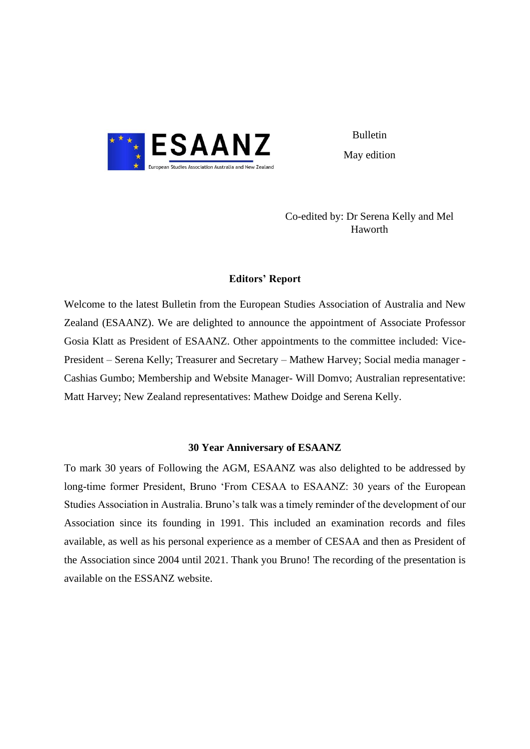ESAANZ
European Studies Association Australia and New Zealand

Bulletin

May edition

Co-edited by: Dr Serena Kelly and Mel Haworth

## Editors' Report

Welcome to the latest Bulletin from the European Studies Association of Australia and New Zealand (ESAANZ). We are delighted to announce the appointment of Associate Professor Gosia Klatt as President of ESAANZ. Other appointments to the committee included: Vice-President – Serena Kelly; Treasurer and Secretary – Mathew Harvey; Social media manager - Cashias Gumbo; Membership and Website Manager- Will Domvo; Australian representative: Matt Harvey; New Zealand representatives: Mathew Doidge and Serena Kelly.

## 30 Year Anniversary of ESAANZ

To mark 30 years of Following the AGM, ESAANZ was also delighted to be addressed by long-time former President, Bruno 'From CESAA to ESAANZ: 30 years of the European Studies Association in Australia. Bruno's talk was a timely reminder of the development of our Association since its founding in 1991. This included an examination records and files available, as well as his personal experience as a member of CESAA and then as President of the Association since 2004 until 2021. Thank you Bruno! The recording of the presentation is available on the ESSANZ website.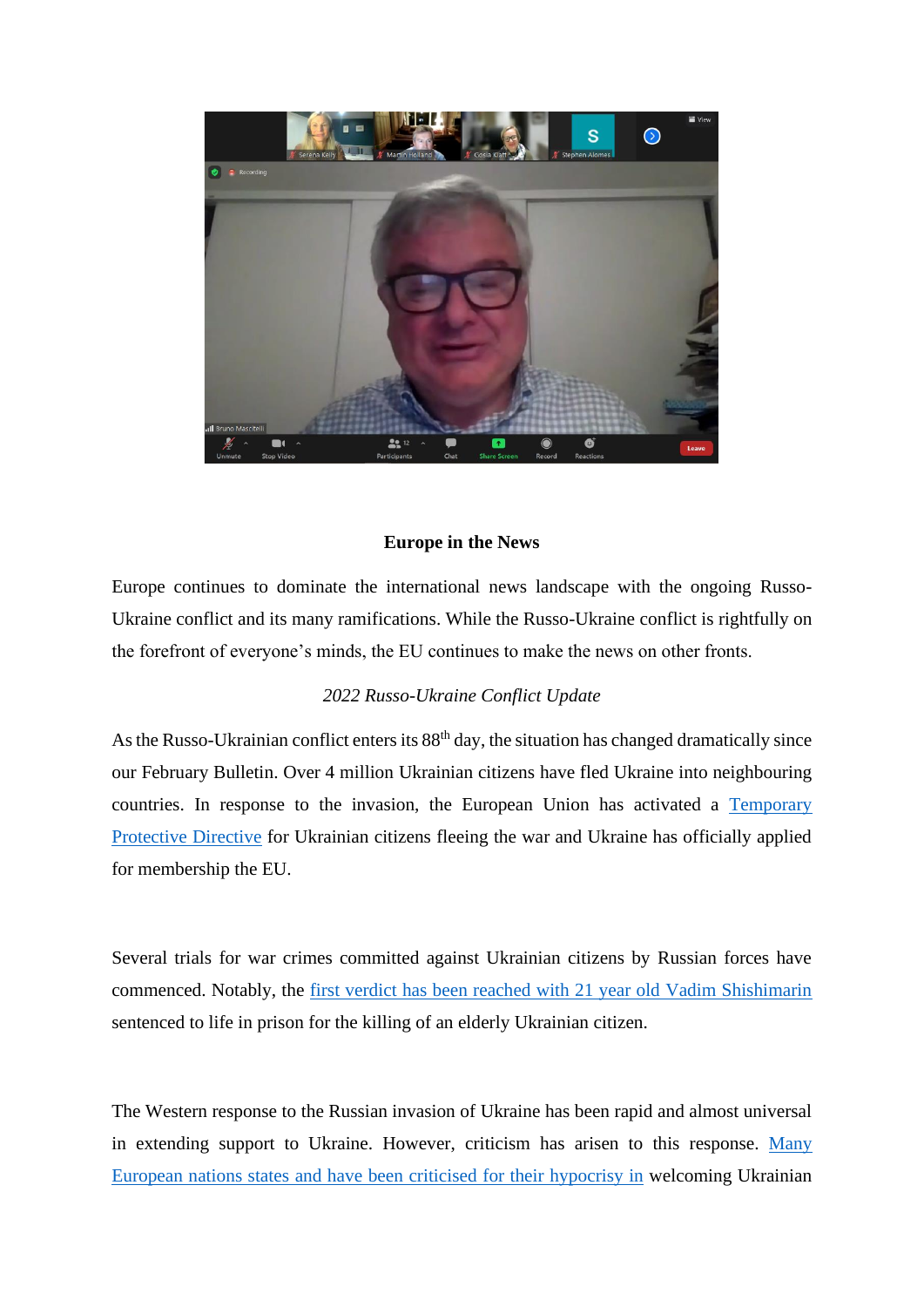**Europe in the News**

Europe continues to dominate the international news landscape with the ongoing Russo-Ukraine conflict and its many ramifications. While the Russo-Ukraine conflict is rightfully on the forefront of everyone's minds, the EU continues to make the news on other fronts.

*2022 Russo-Ukraine Conflict Update*

As the Russo-Ukrainian conflict enters its 88th day, the situation has changed dramatically since our February Bulletin. Over 4 million Ukrainian citizens have fled Ukraine into neighbouring countries. In response to the invasion, the European Union has activated a Temporary Protective Directive for Ukrainian citizens fleeing the war and Ukraine has officially applied for membership the EU.

Several trials for war crimes committed against Ukrainian citizens by Russian forces have commenced. Notably, the first verdict has been reached with 21 year old Vadim Shishimarin sentenced to life in prison for the killing of an elderly Ukrainian citizen.

The Western response to the Russian invasion of Ukraine has been rapid and almost universal in extending support to Ukraine. However, criticism has arisen to this response. Many European nations states and have been criticised for their hypocrisy in welcoming Ukrainian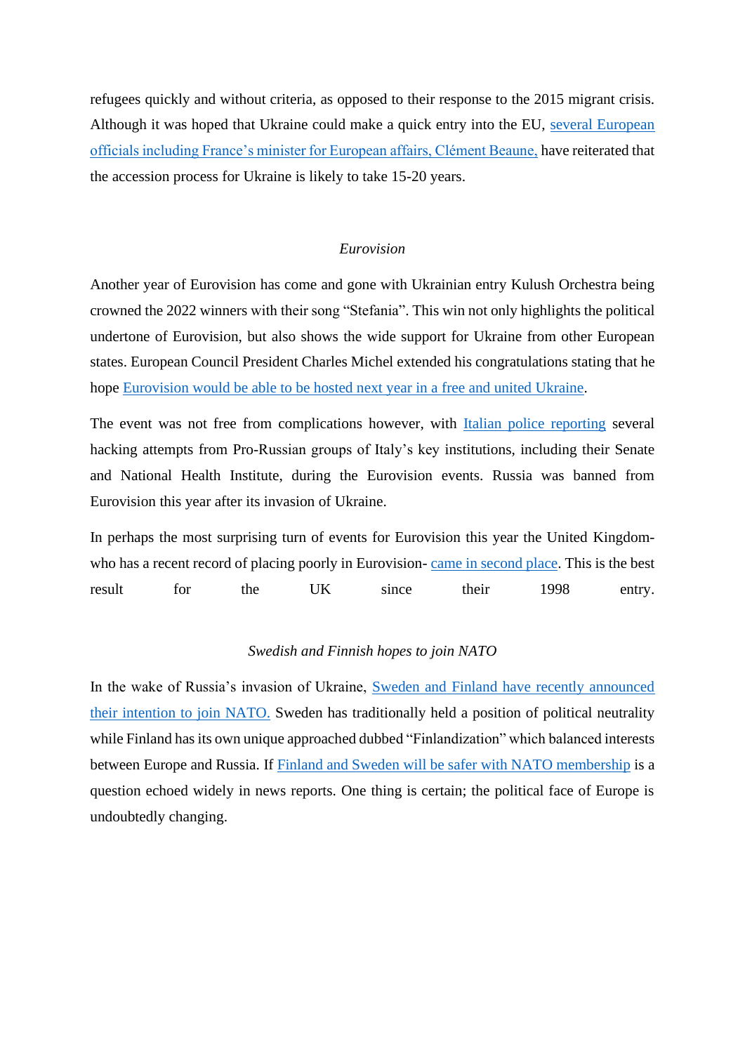refugees quickly and without criteria, as opposed to their response to the 2015 migrant crisis. Although it was hoped that Ukraine could make a quick entry into the EU, several European officials including France's minister for European affairs, Clément Beaune, have reiterated that the accession process for Ukraine is likely to take 15-20 years.

*Eurovision*

Another year of Eurovision has come and gone with Ukrainian entry Kulush Orchestra being crowned the 2022 winners with their song "Stefania". This win not only highlights the political undertone of Eurovision, but also shows the wide support for Ukraine from other European states. European Council President Charles Michel extended his congratulations stating that he hope Eurovision would be able to be hosted next year in a free and united Ukraine.

The event was not free from complications however, with Italian police reporting several hacking attempts from Pro-Russian groups of Italy's key institutions, including their Senate and National Health Institute, during the Eurovision events. Russia was banned from Eurovision this year after its invasion of Ukraine.

In perhaps the most surprising turn of events for Eurovision this year the United Kingdom- who has a recent record of placing poorly in Eurovision- came in second place. This is the best result for the UK since their 1998 entry.

*Swedish and Finnish hopes to join NATO*

In the wake of Russia's invasion of Ukraine, Sweden and Finland have recently announced their intention to join NATO. Sweden has traditionally held a position of political neutrality while Finland has its own unique approached dubbed "Finlandization" which balanced interests between Europe and Russia. If Finland and Sweden will be safer with NATO membership is a question echoed widely in news reports. One thing is certain; the political face of Europe is undoubtedly changing.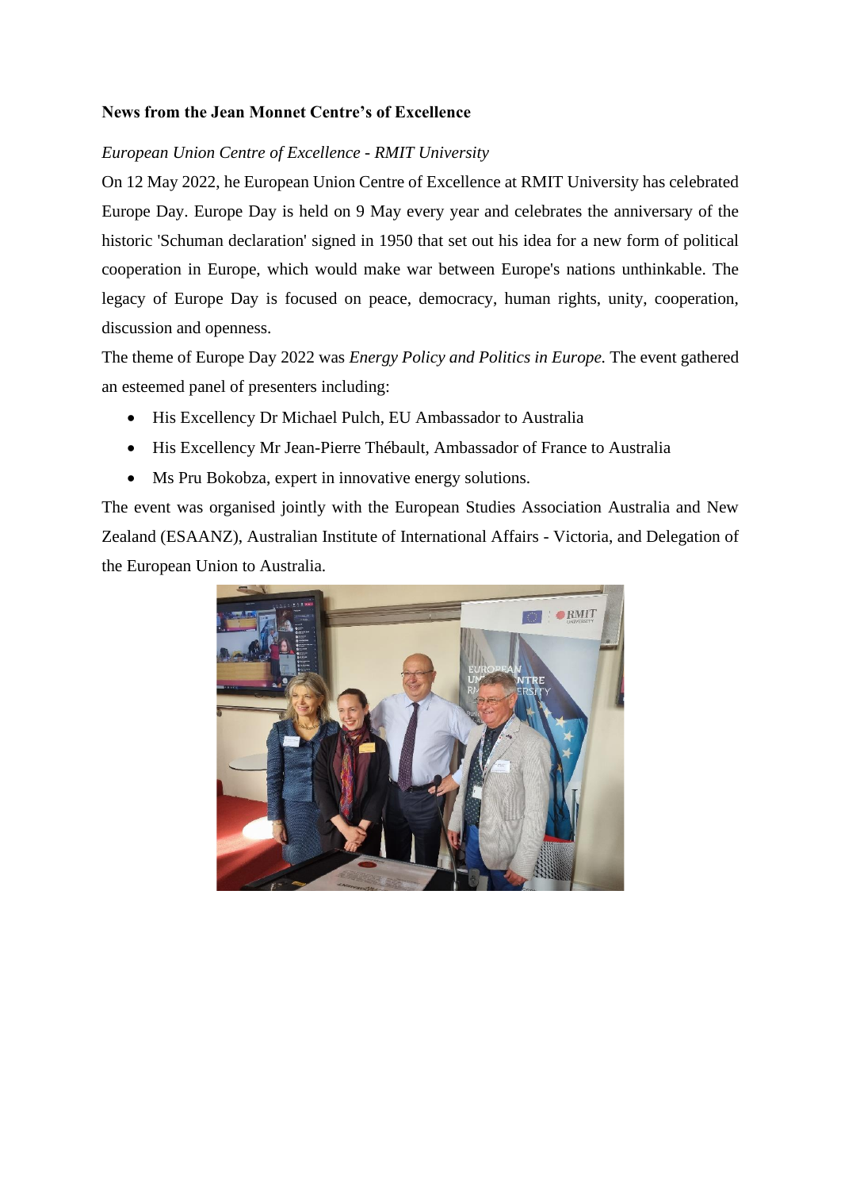**News from the Jean Monnet Centre's of Excellence**

*European Union Centre of Excellence - RMIT University*

On 12 May 2022, he European Union Centre of Excellence at RMIT University has celebrated Europe Day. Europe Day is held on 9 May every year and celebrates the anniversary of the historic 'Schuman declaration' signed in 1950 that set out his idea for a new form of political cooperation in Europe, which would make war between Europe's nations unthinkable. The legacy of Europe Day is focused on peace, democracy, human rights, unity, cooperation, discussion and openness.

The theme of Europe Day 2022 was *Energy Policy and Politics in Europe.* The event gathered an esteemed panel of presenters including:

- His Excellency Dr Michael Pulch, EU Ambassador to Australia
- His Excellency Mr Jean-Pierre Thébault, Ambassador of France to Australia
- Ms Pru Bokobza, expert in innovative energy solutions.

The event was organised jointly with the European Studies Association Australia and New Zealand (ESAANZ), Australian Institute of International Affairs - Victoria, and Delegation of the European Union to Australia.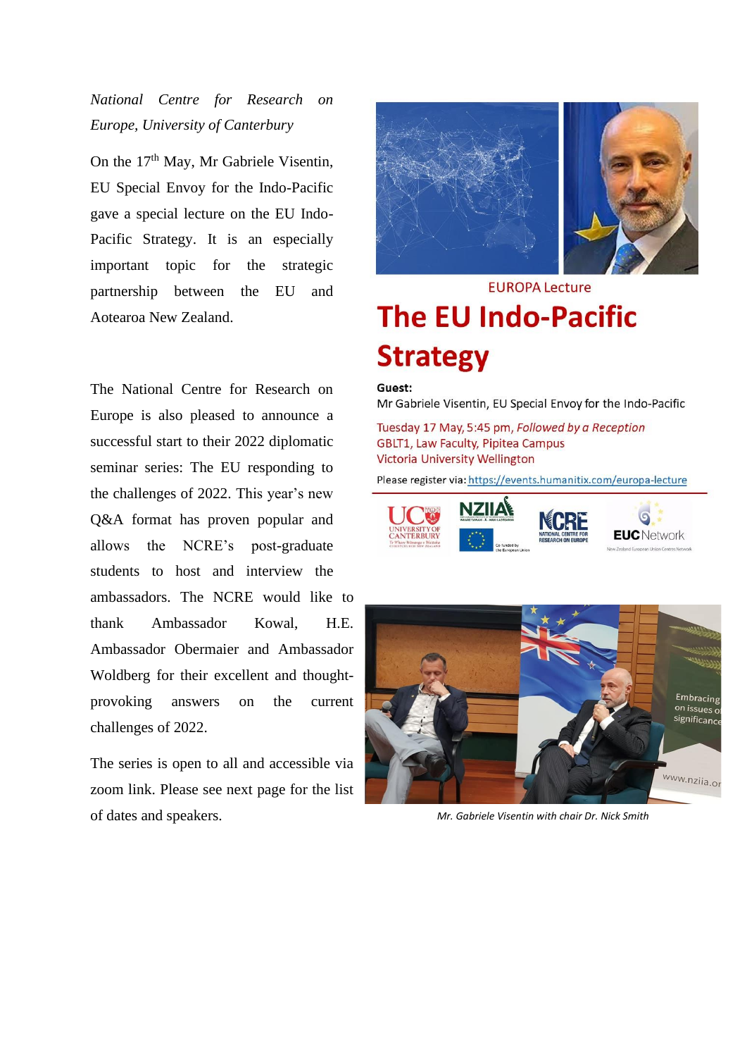*National Centre for Research on Europe, University of Canterbury*

On the 17th May, Mr Gabriele Visentin, EU Special Envoy for the Indo-Pacific gave a special lecture on the EU Indo-Pacific Strategy. It is an especially important topic for the strategic partnership between the EU and Aotearoa New Zealand.

The National Centre for Research on Europe is also pleased to announce a successful start to their 2022 diplomatic seminar series: The EU responding to the challenges of 2022. This year's new Q&A format has proven popular and allows the NCRE's post-graduate students to host and interview the ambassadors. The NCRE would like to thank Ambassador Kowal, H.E. Ambassador Obermaier and Ambassador Woldberg for their excellent and thought-provoking answers on the current challenges of 2022.

The series is open to all and accessible via zoom link. Please see next page for the list of dates and speakers.

EUROPA Lecture

# The EU Indo-Pacific Strategy

**Guest:**
Mr Gabriele Visentin, EU Special Envoy for the Indo-Pacific

Tuesday 17 May, 5:45 pm, *Followed by a Reception*
GBLT1, Law Faculty, Pipitea Campus
Victoria University Wellington

Please register via: https://events.humanitix.com/europa-lecture

*Mr. Gabriele Visentin with chair Dr. Nick Smith*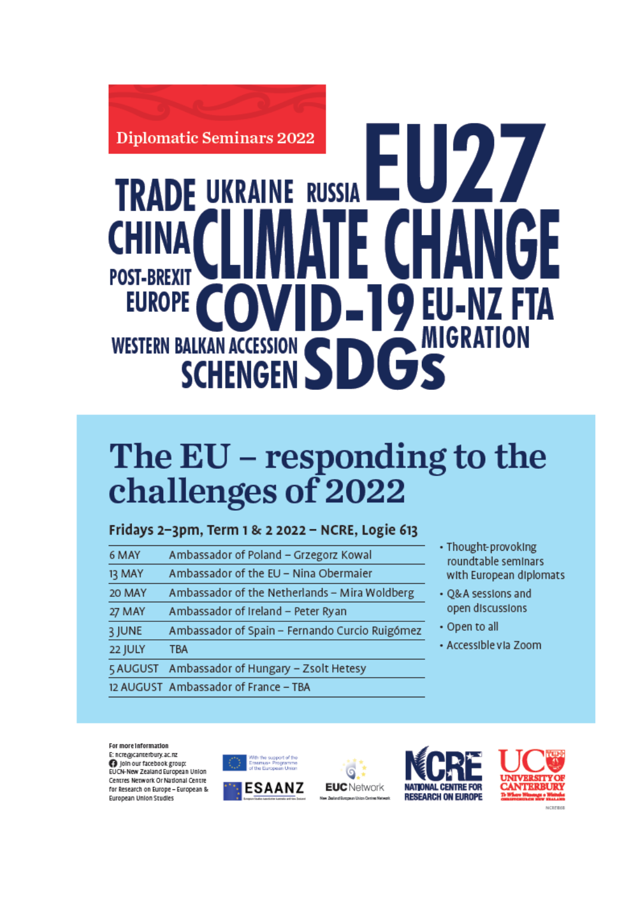Diplomatic Seminars 2022

TRADE UKRAINE RUSSIA EU27 CHINA CLIMATE CHANGE POST-BREXIT EUROPE COVID-19 EU-NZ FTA WESTERN BALKAN ACCESSION MIGRATION SCHENGEN SDGs

# The EU – responding to the challenges of 2022

**Fridays 2–3pm, Term 1 & 2 2022 – NCRE, Logie 613**

| | |
|---|---|
| 6 MAY | Ambassador of Poland – Grzegorz Kowal |
| 13 MAY | Ambassador of the EU – Nina Obermaier |
| 20 MAY | Ambassador of the Netherlands – Mira Woldberg |
| 27 MAY | Ambassador of Ireland – Peter Ryan |
| 3 JUNE | Ambassador of Spain – Fernando Curcio Ruigómez |
| 22 JULY | TBA |
| 5 AUGUST | Ambassador of Hungary – Zsolt Hetesy |
| 12 AUGUST | Ambassador of France – TBA |

- Thought-provoking roundtable seminars with European diplomats
- Q&A sessions and open discussions
- Open to all
- Accessible via Zoom

**For more information**
E: ncre@canterbury.ac.nz
Join our facebook group: EUCN-New Zealand European Union Centres Network Or National Centre for Research on Europe – European & European Union Studies

With the support of the Erasmus+ Programme of the European Union

ESAANZ

EUC Network — New Zealand European Union Centres Network

NCRE NATIONAL CENTRE FOR RESEARCH ON EUROPE

UC UNIVERSITY OF CANTERBURY Te Whare Wānanga o Waitaha CHRISTCHURCH NEW ZEALAND

NCRE1868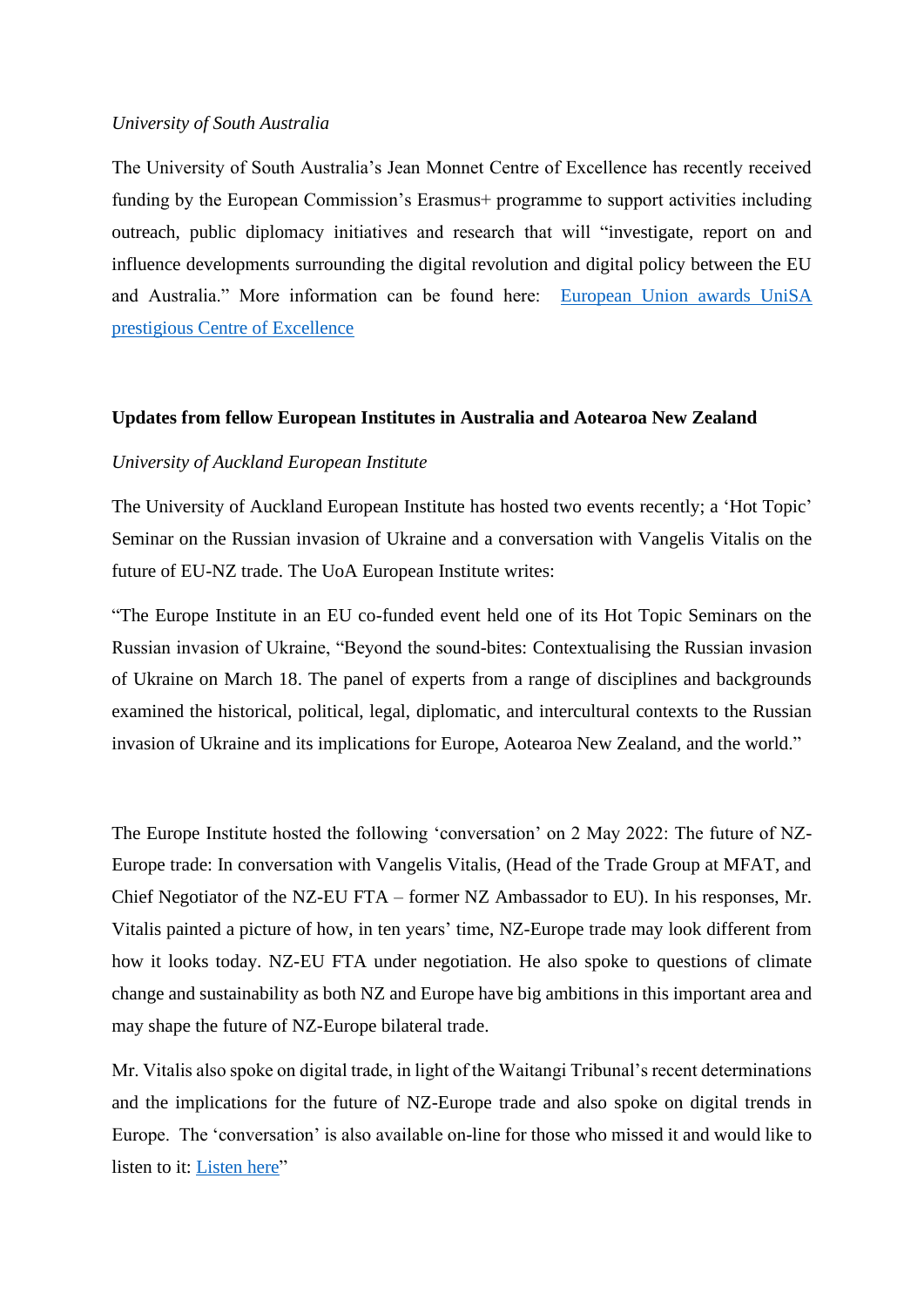*University of South Australia*

The University of South Australia's Jean Monnet Centre of Excellence has recently received funding by the European Commission's Erasmus+ programme to support activities including outreach, public diplomacy initiatives and research that will "investigate, report on and influence developments surrounding the digital revolution and digital policy between the EU and Australia." More information can be found here: [European Union awards UniSA prestigious Centre of Excellence]()

**Updates from fellow European Institutes in Australia and Aotearoa New Zealand**

*University of Auckland European Institute*

The University of Auckland European Institute has hosted two events recently; a 'Hot Topic' Seminar on the Russian invasion of Ukraine and a conversation with Vangelis Vitalis on the future of EU-NZ trade. The UoA European Institute writes:

"The Europe Institute in an EU co-funded event held one of its Hot Topic Seminars on the Russian invasion of Ukraine, "Beyond the sound-bites: Contextualising the Russian invasion of Ukraine on March 18. The panel of experts from a range of disciplines and backgrounds examined the historical, political, legal, diplomatic, and intercultural contexts to the Russian invasion of Ukraine and its implications for Europe, Aotearoa New Zealand, and the world."

The Europe Institute hosted the following 'conversation' on 2 May 2022: The future of NZ-Europe trade: In conversation with Vangelis Vitalis, (Head of the Trade Group at MFAT, and Chief Negotiator of the NZ-EU FTA – former NZ Ambassador to EU). In his responses, Mr. Vitalis painted a picture of how, in ten years' time, NZ-Europe trade may look different from how it looks today. NZ-EU FTA under negotiation. He also spoke to questions of climate change and sustainability as both NZ and Europe have big ambitions in this important area and may shape the future of NZ-Europe bilateral trade.

Mr. Vitalis also spoke on digital trade, in light of the Waitangi Tribunal's recent determinations and the implications for the future of NZ-Europe trade and also spoke on digital trends in Europe. The 'conversation' is also available on-line for those who missed it and would like to listen to it: [Listen here]()"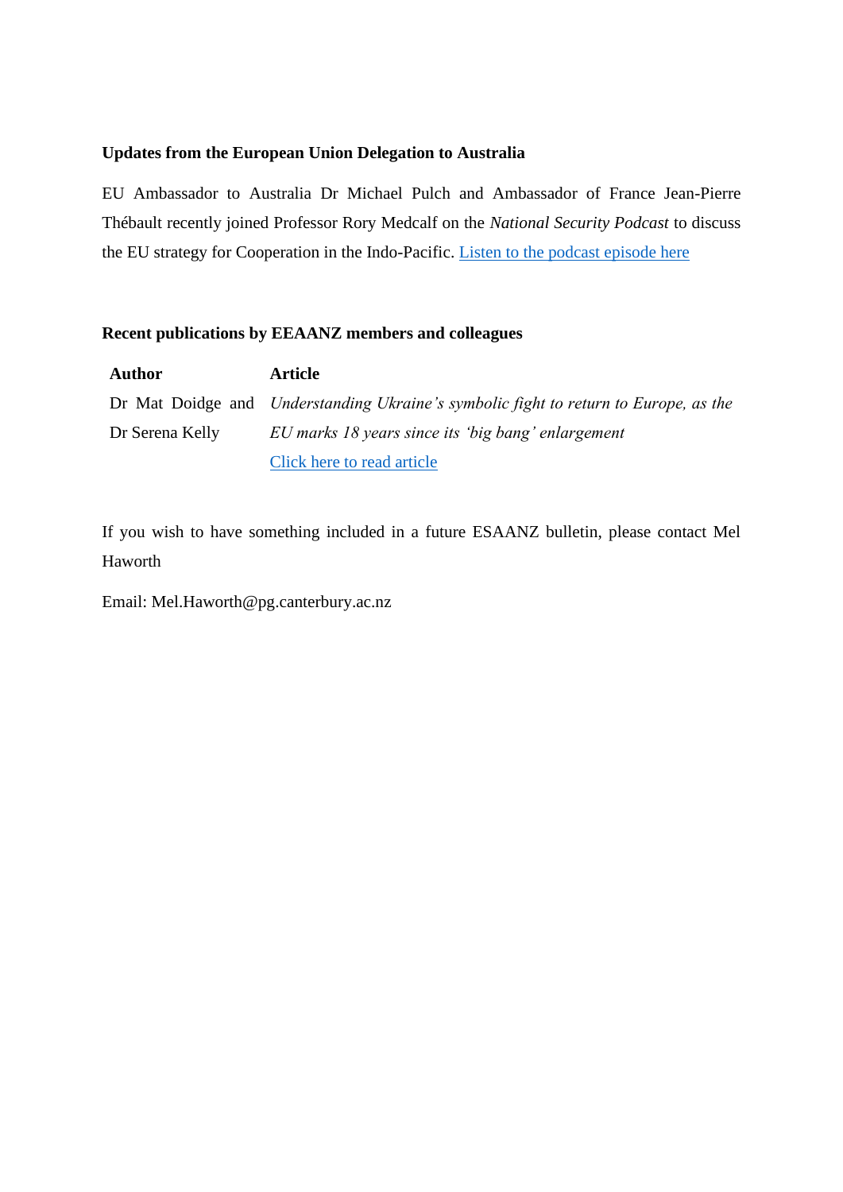**Updates from the European Union Delegation to Australia**

EU Ambassador to Australia Dr Michael Pulch and Ambassador of France Jean-Pierre Thébault recently joined Professor Rory Medcalf on the *National Security Podcast* to discuss the EU strategy for Cooperation in the Indo-Pacific. Listen to the podcast episode here

**Recent publications by EEAANZ members and colleagues**

| **Author** | **Article** |
| --- | --- |
| Dr Mat Doidge and Dr Serena Kelly | *Understanding Ukraine's symbolic fight to return to Europe, as the EU marks 18 years since its 'big bang' enlargement* Click here to read article |

If you wish to have something included in a future ESAANZ bulletin, please contact Mel Haworth

Email: Mel.Haworth@pg.canterbury.ac.nz